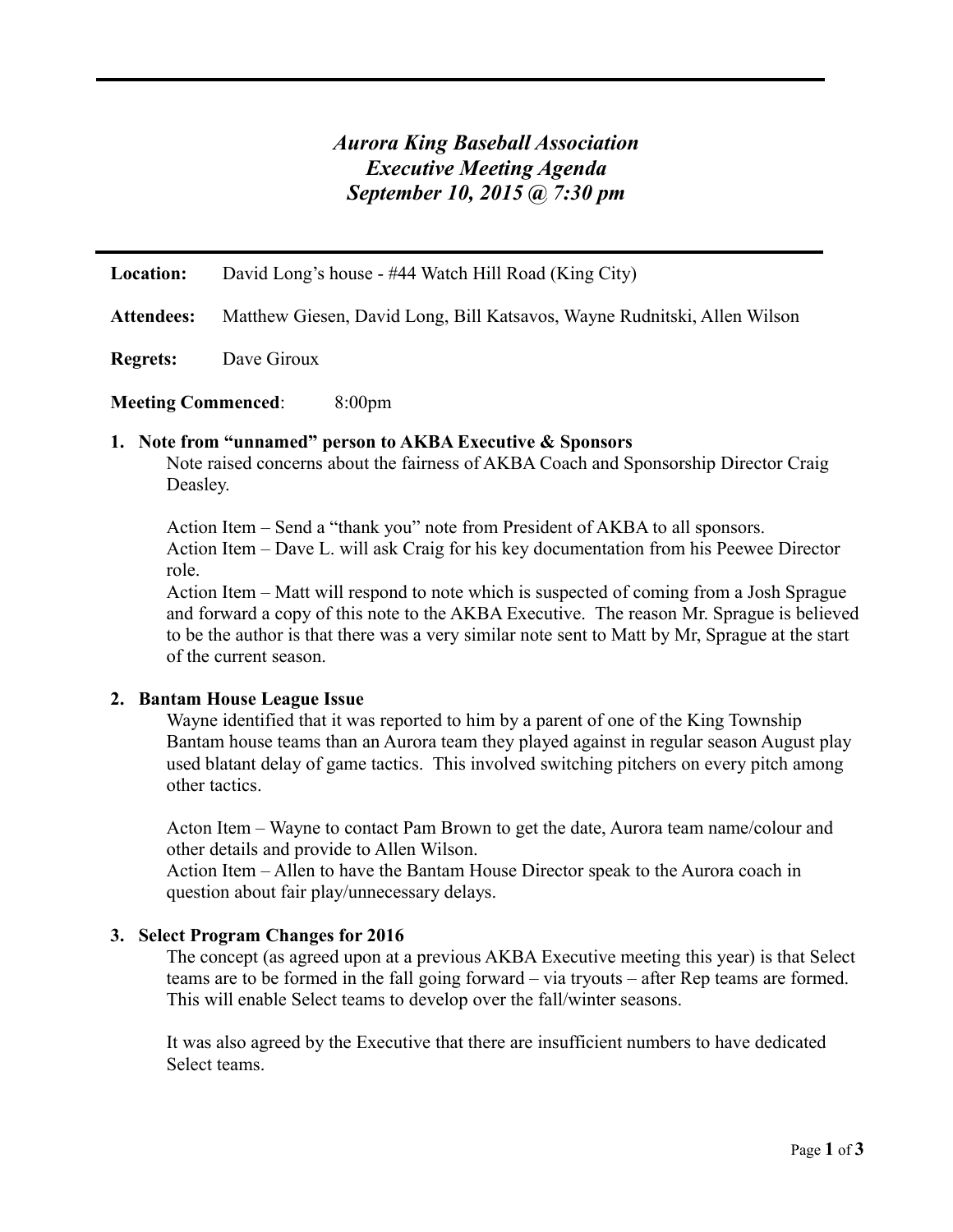# *Aurora King Baseball Association*
# *Executive Meeting Agenda*
# *September 10, 2015 @ 7:30 pm*

**Location:** David Long's house - #44 Watch Hill Road (King City)

**Attendees:** Matthew Giesen, David Long, Bill Katsavos, Wayne Rudnitski, Allen Wilson

**Regrets:** Dave Giroux

**Meeting Commenced**: 8:00pm

1. **Note from "unnamed" person to AKBA Executive & Sponsors**

   Note raised concerns about the fairness of AKBA Coach and Sponsorship Director Craig Deasley.

   Action Item – Send a "thank you" note from President of AKBA to all sponsors.
   Action Item – Dave L. will ask Craig for his key documentation from his Peewee Director role.
   Action Item – Matt will respond to note which is suspected of coming from a Josh Sprague and forward a copy of this note to the AKBA Executive. The reason Mr. Sprague is believed to be the author is that there was a very similar note sent to Matt by Mr, Sprague at the start of the current season.

2. **Bantam House League Issue**

   Wayne identified that it was reported to him by a parent of one of the King Township Bantam house teams than an Aurora team they played against in regular season August play used blatant delay of game tactics. This involved switching pitchers on every pitch among other tactics.

   Acton Item – Wayne to contact Pam Brown to get the date, Aurora team name/colour and other details and provide to Allen Wilson.
   Action Item – Allen to have the Bantam House Director speak to the Aurora coach in question about fair play/unnecessary delays.

3. **Select Program Changes for 2016**

   The concept (as agreed upon at a previous AKBA Executive meeting this year) is that Select teams are to be formed in the fall going forward – via tryouts – after Rep teams are formed. This will enable Select teams to develop over the fall/winter seasons.

   It was also agreed by the Executive that there are insufficient numbers to have dedicated Select teams.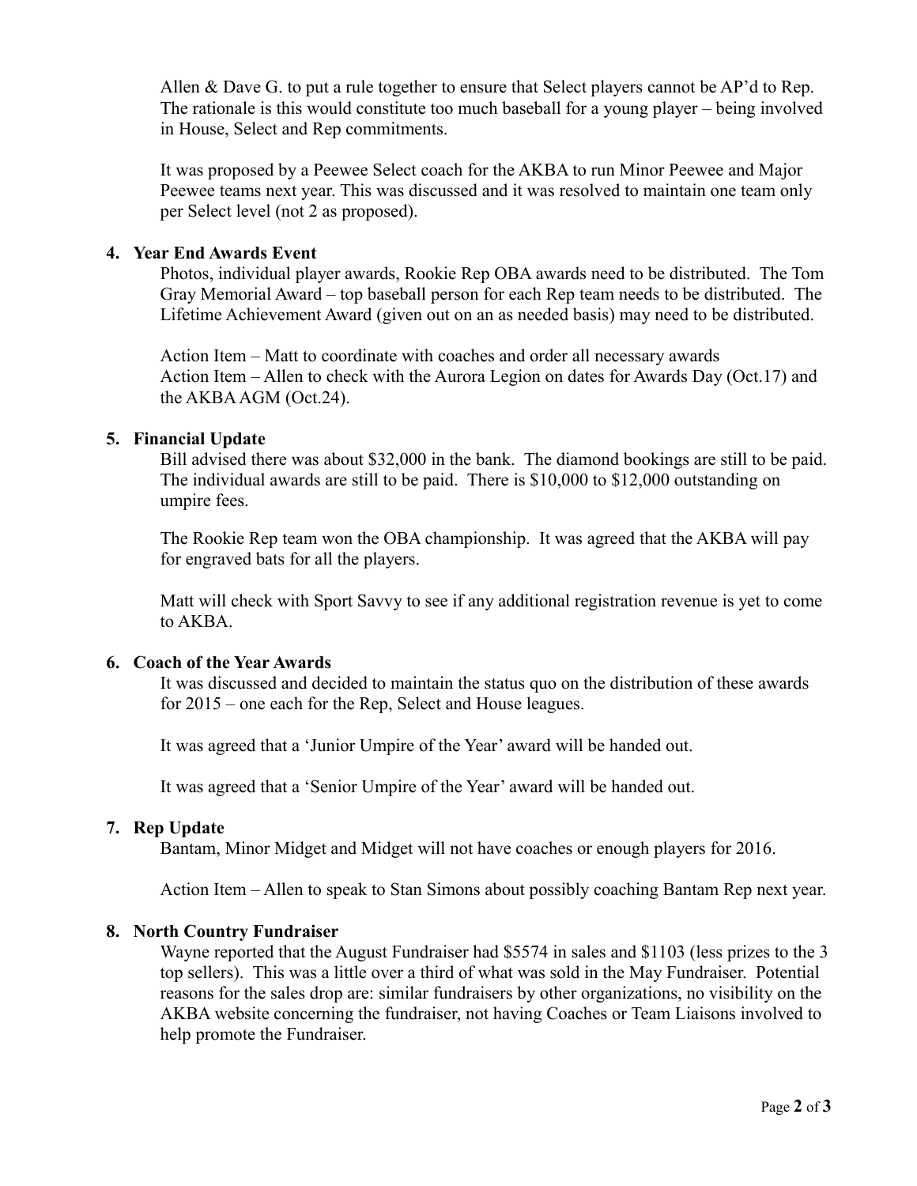Allen & Dave G. to put a rule together to ensure that Select players cannot be AP'd to Rep. The rationale is this would constitute too much baseball for a young player – being involved in House, Select and Rep commitments.

It was proposed by a Peewee Select coach for the AKBA to run Minor Peewee and Major Peewee teams next year. This was discussed and it was resolved to maintain one team only per Select level (not 2 as proposed).

**4. Year End Awards Event**

Photos, individual player awards, Rookie Rep OBA awards need to be distributed. The Tom Gray Memorial Award – top baseball person for each Rep team needs to be distributed. The Lifetime Achievement Award (given out on an as needed basis) may need to be distributed.

Action Item – Matt to coordinate with coaches and order all necessary awards
Action Item – Allen to check with the Aurora Legion on dates for Awards Day (Oct.17) and the AKBA AGM (Oct.24).

**5. Financial Update**

Bill advised there was about $32,000 in the bank. The diamond bookings are still to be paid. The individual awards are still to be paid. There is $10,000 to $12,000 outstanding on umpire fees.

The Rookie Rep team won the OBA championship. It was agreed that the AKBA will pay for engraved bats for all the players.

Matt will check with Sport Savvy to see if any additional registration revenue is yet to come to AKBA.

**6. Coach of the Year Awards**

It was discussed and decided to maintain the status quo on the distribution of these awards for 2015 – one each for the Rep, Select and House leagues.

It was agreed that a 'Junior Umpire of the Year' award will be handed out.

It was agreed that a 'Senior Umpire of the Year' award will be handed out.

**7. Rep Update**

Bantam, Minor Midget and Midget will not have coaches or enough players for 2016.

Action Item – Allen to speak to Stan Simons about possibly coaching Bantam Rep next year.

**8. North Country Fundraiser**

Wayne reported that the August Fundraiser had $5574 in sales and $1103 (less prizes to the 3 top sellers). This was a little over a third of what was sold in the May Fundraiser. Potential reasons for the sales drop are: similar fundraisers by other organizations, no visibility on the AKBA website concerning the fundraiser, not having Coaches or Team Liaisons involved to help promote the Fundraiser.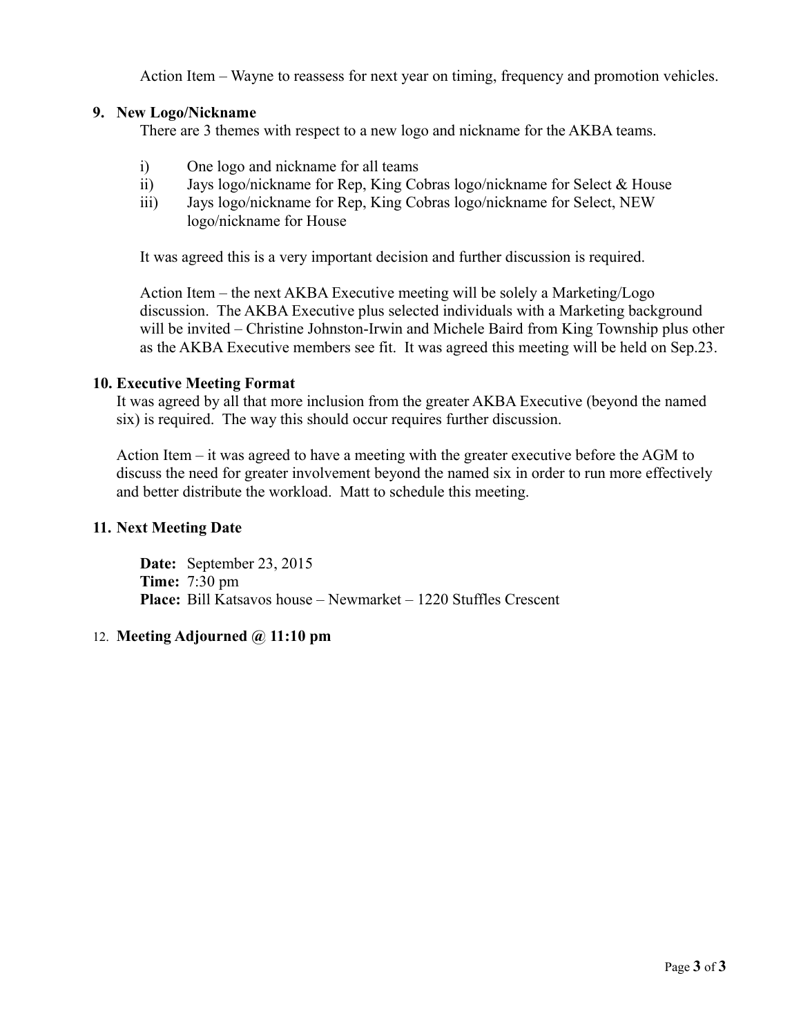Action Item – Wayne to reassess for next year on timing, frequency and promotion vehicles.

**9. New Logo/Nickname**

There are 3 themes with respect to a new logo and nickname for the AKBA teams.

i) One logo and nickname for all teams
ii) Jays logo/nickname for Rep, King Cobras logo/nickname for Select & House
iii) Jays logo/nickname for Rep, King Cobras logo/nickname for Select, NEW logo/nickname for House

It was agreed this is a very important decision and further discussion is required.

Action Item – the next AKBA Executive meeting will be solely a Marketing/Logo discussion. The AKBA Executive plus selected individuals with a Marketing background will be invited – Christine Johnston-Irwin and Michele Baird from King Township plus other as the AKBA Executive members see fit. It was agreed this meeting will be held on Sep.23.

**10. Executive Meeting Format**

It was agreed by all that more inclusion from the greater AKBA Executive (beyond the named six) is required. The way this should occur requires further discussion.

Action Item – it was agreed to have a meeting with the greater executive before the AGM to discuss the need for greater involvement beyond the named six in order to run more effectively and better distribute the workload. Matt to schedule this meeting.

**11. Next Meeting Date**

**Date:** September 23, 2015
**Time:** 7:30 pm
**Place:** Bill Katsavos house – Newmarket – 1220 Stuffles Crescent

12. **Meeting Adjourned @ 11:10 pm**